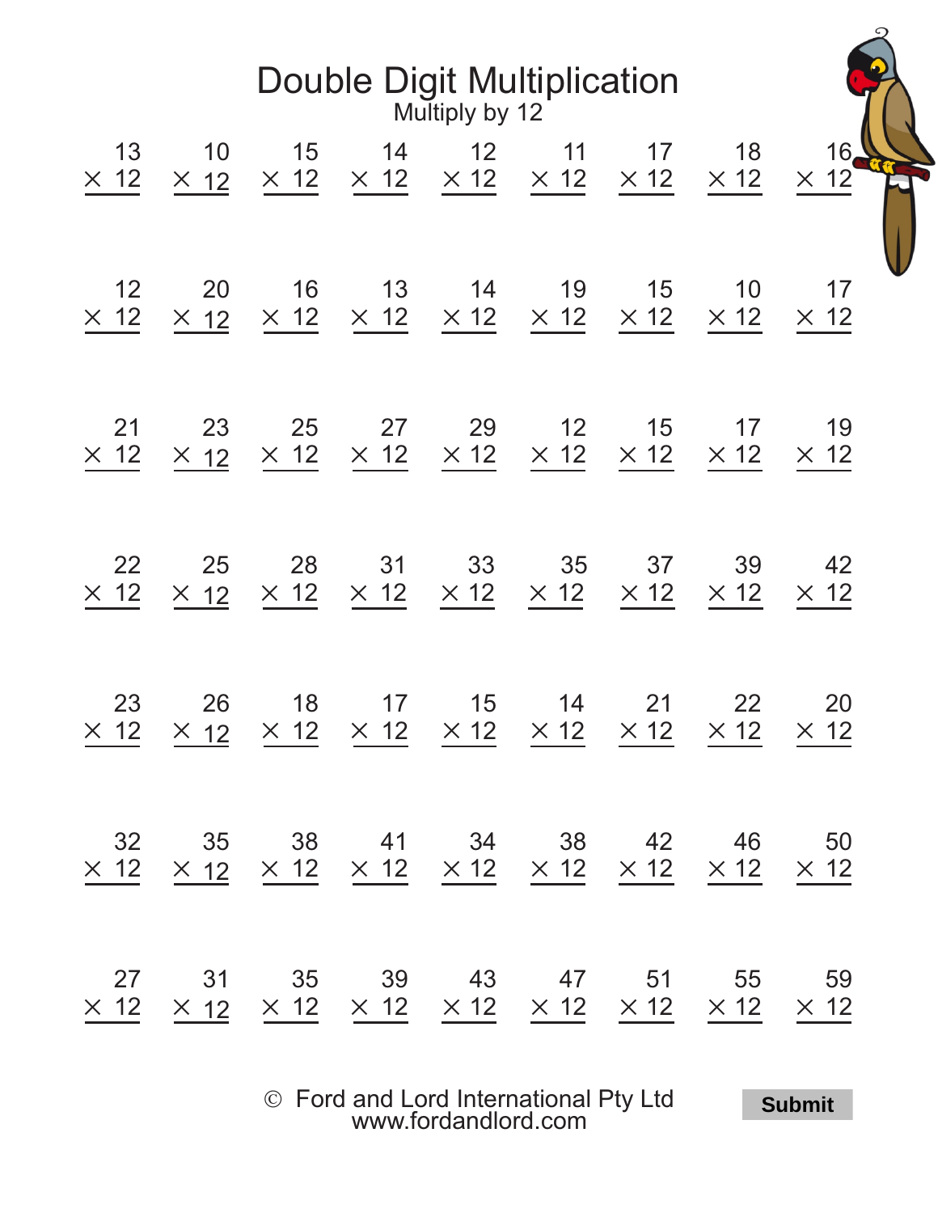# Double Digit Multiplication

## Multiply by 12

| | | | | | | | | |
|---|---|---|---|---|---|---|---|---|
| $13 \times 12$ | $10 \times 12$ | $15 \times 12$ | $14 \times 12$ | $12 \times 12$ | $11 \times 12$ | $17 \times 12$ | $18 \times 12$ | $16 \times 12$ |
| $12 \times 12$ | $20 \times 12$ | $16 \times 12$ | $13 \times 12$ | $14 \times 12$ | $19 \times 12$ | $15 \times 12$ | $10 \times 12$ | $17 \times 12$ |
| $21 \times 12$ | $23 \times 12$ | $25 \times 12$ | $27 \times 12$ | $29 \times 12$ | $12 \times 12$ | $15 \times 12$ | $17 \times 12$ | $19 \times 12$ |
| $22 \times 12$ | $25 \times 12$ | $28 \times 12$ | $31 \times 12$ | $33 \times 12$ | $35 \times 12$ | $37 \times 12$ | $39 \times 12$ | $42 \times 12$ |
| $23 \times 12$ | $26 \times 12$ | $18 \times 12$ | $17 \times 12$ | $15 \times 12$ | $14 \times 12$ | $21 \times 12$ | $22 \times 12$ | $20 \times 12$ |
| $32 \times 12$ | $35 \times 12$ | $38 \times 12$ | $41 \times 12$ | $34 \times 12$ | $38 \times 12$ | $42 \times 12$ | $46 \times 12$ | $50 \times 12$ |
| $27 \times 12$ | $31 \times 12$ | $35 \times 12$ | $39 \times 12$ | $43 \times 12$ | $47 \times 12$ | $51 \times 12$ | $55 \times 12$ | $59 \times 12$ |

© Ford and Lord International Pty Ltd
www.fordandlord.com

**Submit**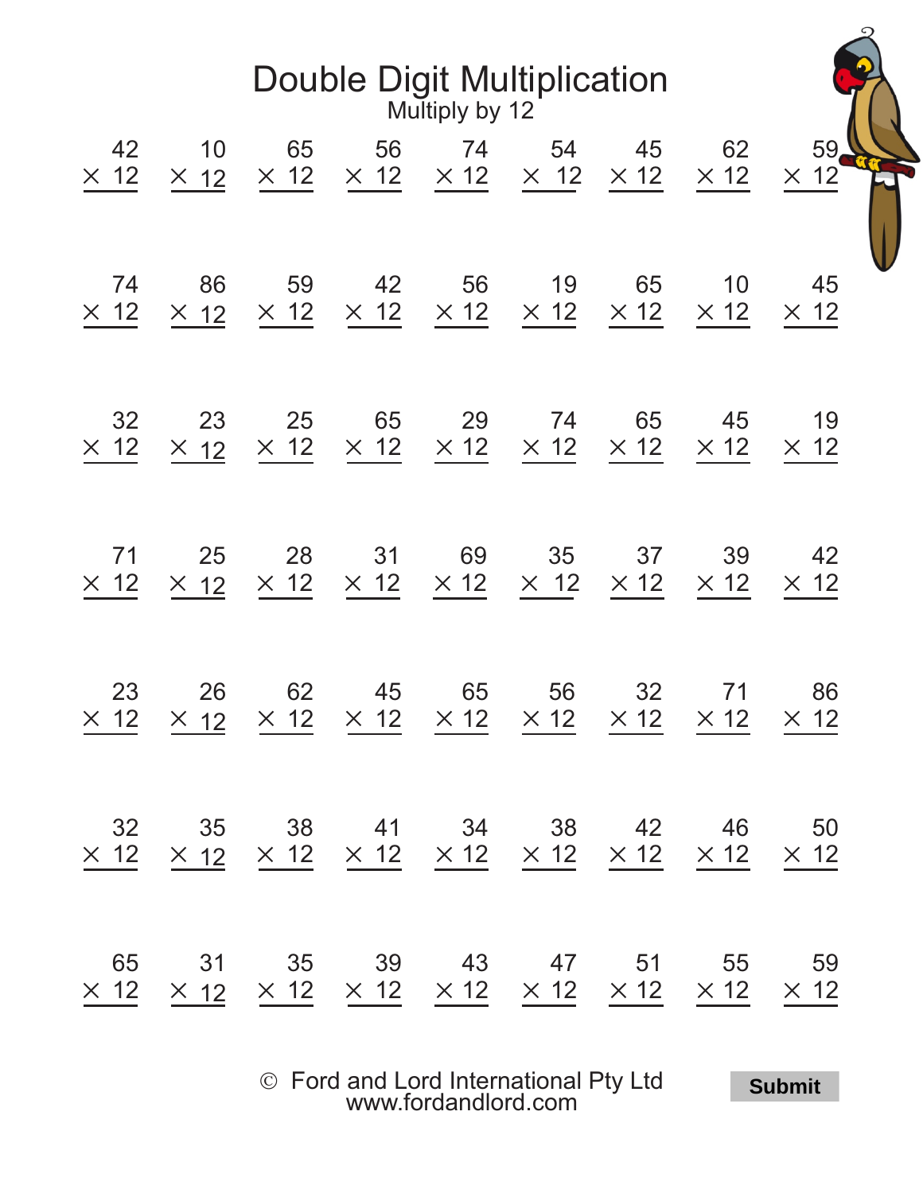# Double Digit Multiplication

Multiply by 12

| | | | | | | | | |
|---|---|---|---|---|---|---|---|---|
| $42 \times 12$ | $10 \times 12$ | $65 \times 12$ | $56 \times 12$ | $74 \times 12$ | $54 \times 12$ | $45 \times 12$ | $62 \times 12$ | $59 \times 12$ |
| $74 \times 12$ | $86 \times 12$ | $59 \times 12$ | $42 \times 12$ | $56 \times 12$ | $19 \times 12$ | $65 \times 12$ | $10 \times 12$ | $45 \times 12$ |
| $32 \times 12$ | $23 \times 12$ | $25 \times 12$ | $65 \times 12$ | $29 \times 12$ | $74 \times 12$ | $65 \times 12$ | $45 \times 12$ | $19 \times 12$ |
| $71 \times 12$ | $25 \times 12$ | $28 \times 12$ | $31 \times 12$ | $69 \times 12$ | $35 \times 12$ | $37 \times 12$ | $39 \times 12$ | $42 \times 12$ |
| $23 \times 12$ | $26 \times 12$ | $62 \times 12$ | $45 \times 12$ | $65 \times 12$ | $56 \times 12$ | $32 \times 12$ | $71 \times 12$ | $86 \times 12$ |
| $32 \times 12$ | $35 \times 12$ | $38 \times 12$ | $41 \times 12$ | $34 \times 12$ | $38 \times 12$ | $42 \times 12$ | $46 \times 12$ | $50 \times 12$ |
| $65 \times 12$ | $31 \times 12$ | $35 \times 12$ | $39 \times 12$ | $43 \times 12$ | $47 \times 12$ | $51 \times 12$ | $55 \times 12$ | $59 \times 12$ |

© Ford and Lord International Pty Ltd
www.fordandlord.com

**Submit**